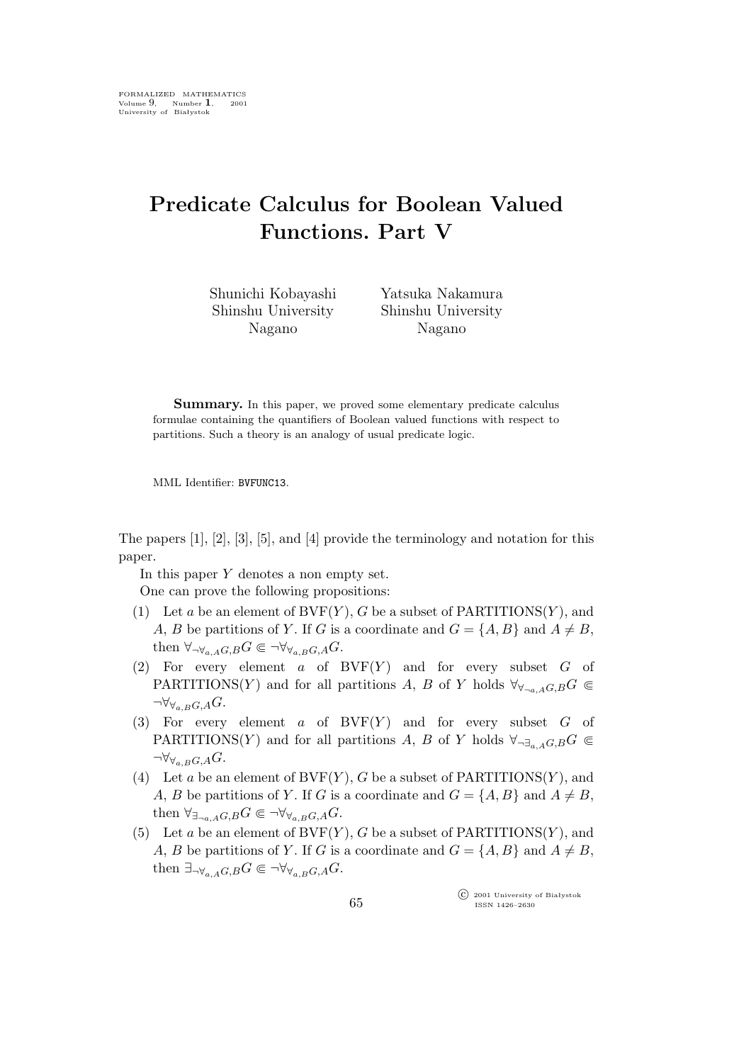# Predicate Calculus for Boolean Valued Functions. Part V

Shunichi Kobayashi
Shinshu University
Nagano

Yatsuka Nakamura
Shinshu University
Nagano

**Summary.** In this paper, we proved some elementary predicate calculus formulae containing the quantifiers of Boolean valued functions with respect to partitions. Such a theory is an analogy of usual predicate logic.

MML Identifier: BVFUNC13.

The papers [1], [2], [3], [5], and [4] provide the terminology and notation for this paper.

In this paper $Y$ denotes a non empty set.

One can prove the following propositions:

(1) Let $a$ be an element of $\mathrm{BVF}(Y)$, $G$ be a subset of $\mathrm{PARTITIONS}(Y)$, and $A$, $B$ be partitions of $Y$. If $G$ is a coordinate and $G = \{A, B\}$ and $A \neq B$, then $\forall_{\neg\forall_{a,A}G,B}G \Subset \neg\forall_{\forall_{a,B}G,A}G$.

(2) For every element $a$ of $\mathrm{BVF}(Y)$ and for every subset $G$ of $\mathrm{PARTITIONS}(Y)$ and for all partitions $A$, $B$ of $Y$ holds $\forall_{\forall_{\neg a,A}G,B}G \Subset \neg\forall_{\forall_{a,B}G,A}G$.

(3) For every element $a$ of $\mathrm{BVF}(Y)$ and for every subset $G$ of $\mathrm{PARTITIONS}(Y)$ and for all partitions $A$, $B$ of $Y$ holds $\forall_{\neg\exists_{a,A}G,B}G \Subset \neg\forall_{\forall_{a,B}G,A}G$.

(4) Let $a$ be an element of $\mathrm{BVF}(Y)$, $G$ be a subset of $\mathrm{PARTITIONS}(Y)$, and $A$, $B$ be partitions of $Y$. If $G$ is a coordinate and $G = \{A, B\}$ and $A \neq B$, then $\forall_{\exists_{\neg a,A}G,B}G \Subset \neg\forall_{\forall_{a,B}G,A}G$.

(5) Let $a$ be an element of $\mathrm{BVF}(Y)$, $G$ be a subset of $\mathrm{PARTITIONS}(Y)$, and $A$, $B$ be partitions of $Y$. If $G$ is a coordinate and $G = \{A, B\}$ and $A \neq B$, then $\exists_{\neg\forall_{a,A}G,B}G \Subset \neg\forall_{\forall_{a,B}G,A}G$.

© 2001 University of Białystok
ISSN 1426–2630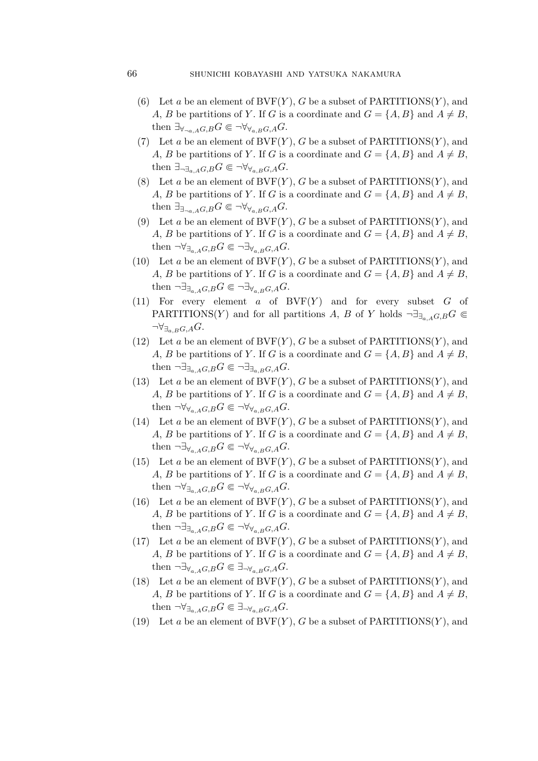(6) Let $a$ be an element of $\mathrm{BVF}(Y)$, $G$ be a subset of $\mathrm{PARTITIONS}(Y)$, and $A$, $B$ be partitions of $Y$. If $G$ is a coordinate and $G = \{A, B\}$ and $A \neq B$, then $\exists_{\forall_{\neg a,A}G,B}G \Subset \neg\forall_{\forall_{a,B}G,A}G$.

(7) Let $a$ be an element of $\mathrm{BVF}(Y)$, $G$ be a subset of $\mathrm{PARTITIONS}(Y)$, and $A$, $B$ be partitions of $Y$. If $G$ is a coordinate and $G = \{A, B\}$ and $A \neq B$, then $\exists_{\neg\exists_{a,A}G,B}G \Subset \neg\forall_{\forall_{a,B}G,A}G$.

(8) Let $a$ be an element of $\mathrm{BVF}(Y)$, $G$ be a subset of $\mathrm{PARTITIONS}(Y)$, and $A$, $B$ be partitions of $Y$. If $G$ is a coordinate and $G = \{A, B\}$ and $A \neq B$, then $\exists_{\exists_{\neg a,A}G,B}G \Subset \neg\forall_{\forall_{a,B}G,A}G$.

(9) Let $a$ be an element of $\mathrm{BVF}(Y)$, $G$ be a subset of $\mathrm{PARTITIONS}(Y)$, and $A$, $B$ be partitions of $Y$. If $G$ is a coordinate and $G = \{A, B\}$ and $A \neq B$, then $\neg\forall_{\exists_{a,A}G,B}G \Subset \neg\exists_{\forall_{a,B}G,A}G$.

(10) Let $a$ be an element of $\mathrm{BVF}(Y)$, $G$ be a subset of $\mathrm{PARTITIONS}(Y)$, and $A$, $B$ be partitions of $Y$. If $G$ is a coordinate and $G = \{A, B\}$ and $A \neq B$, then $\neg\exists_{\exists_{a,A}G,B}G \Subset \neg\exists_{\forall_{a,B}G,A}G$.

(11) For every element $a$ of $\mathrm{BVF}(Y)$ and for every subset $G$ of $\mathrm{PARTITIONS}(Y)$ and for all partitions $A$, $B$ of $Y$ holds $\neg\exists_{\exists_{a,A}G,B}G \Subset \neg\forall_{\exists_{a,B}G,A}G$.

(12) Let $a$ be an element of $\mathrm{BVF}(Y)$, $G$ be a subset of $\mathrm{PARTITIONS}(Y)$, and $A$, $B$ be partitions of $Y$. If $G$ is a coordinate and $G = \{A, B\}$ and $A \neq B$, then $\neg\exists_{\exists_{a,A}G,B}G \Subset \neg\exists_{\exists_{a,B}G,A}G$.

(13) Let $a$ be an element of $\mathrm{BVF}(Y)$, $G$ be a subset of $\mathrm{PARTITIONS}(Y)$, and $A$, $B$ be partitions of $Y$. If $G$ is a coordinate and $G = \{A, B\}$ and $A \neq B$, then $\neg\forall_{\forall_{a,A}G,B}G \Subset \neg\forall_{\forall_{a,B}G,A}G$.

(14) Let $a$ be an element of $\mathrm{BVF}(Y)$, $G$ be a subset of $\mathrm{PARTITIONS}(Y)$, and $A$, $B$ be partitions of $Y$. If $G$ is a coordinate and $G = \{A, B\}$ and $A \neq B$, then $\neg\exists_{\forall_{a,A}G,B}G \Subset \neg\forall_{\forall_{a,B}G,A}G$.

(15) Let $a$ be an element of $\mathrm{BVF}(Y)$, $G$ be a subset of $\mathrm{PARTITIONS}(Y)$, and $A$, $B$ be partitions of $Y$. If $G$ is a coordinate and $G = \{A, B\}$ and $A \neq B$, then $\neg\forall_{\exists_{a,A}G,B}G \Subset \neg\forall_{\forall_{a,B}G,A}G$.

(16) Let $a$ be an element of $\mathrm{BVF}(Y)$, $G$ be a subset of $\mathrm{PARTITIONS}(Y)$, and $A$, $B$ be partitions of $Y$. If $G$ is a coordinate and $G = \{A, B\}$ and $A \neq B$, then $\neg\exists_{\exists_{a,A}G,B}G \Subset \neg\forall_{\forall_{a,B}G,A}G$.

(17) Let $a$ be an element of $\mathrm{BVF}(Y)$, $G$ be a subset of $\mathrm{PARTITIONS}(Y)$, and $A$, $B$ be partitions of $Y$. If $G$ is a coordinate and $G = \{A, B\}$ and $A \neq B$, then $\neg\exists_{\forall_{a,A}G,B}G \Subset \exists_{\neg\forall_{a,B}G,A}G$.

(18) Let $a$ be an element of $\mathrm{BVF}(Y)$, $G$ be a subset of $\mathrm{PARTITIONS}(Y)$, and $A$, $B$ be partitions of $Y$. If $G$ is a coordinate and $G = \{A, B\}$ and $A \neq B$, then $\neg\forall_{\exists_{a,A}G,B}G \Subset \exists_{\neg\forall_{a,B}G,A}G$.

(19) Let $a$ be an element of $\mathrm{BVF}(Y)$, $G$ be a subset of $\mathrm{PARTITIONS}(Y)$, and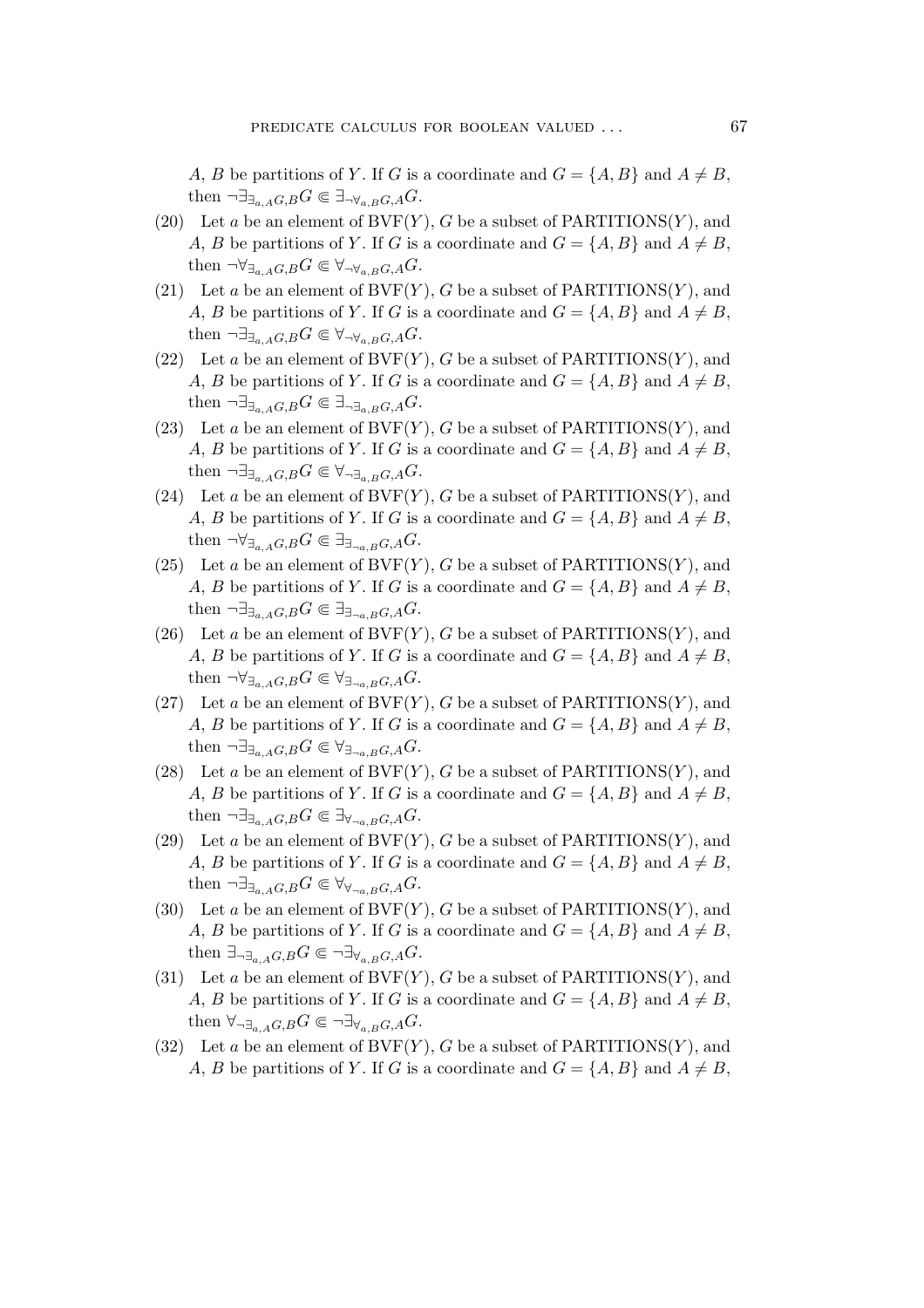$A$, $B$ be partitions of $Y$. If $G$ is a coordinate and $G = \{A, B\}$ and $A \neq B$, then $\neg \exists_{\exists_{a,A}G,B} G \Subset \exists_{\neg \forall_{a,B}G,A} G$.

(20) Let $a$ be an element of $\mathrm{BVF}(Y)$, $G$ be a subset of $\mathrm{PARTITIONS}(Y)$, and $A$, $B$ be partitions of $Y$. If $G$ is a coordinate and $G = \{A, B\}$ and $A \neq B$, then $\neg \forall_{\exists_{a,A}G,B} G \Subset \forall_{\neg \forall_{a,B}G,A} G$.

(21) Let $a$ be an element of $\mathrm{BVF}(Y)$, $G$ be a subset of $\mathrm{PARTITIONS}(Y)$, and $A$, $B$ be partitions of $Y$. If $G$ is a coordinate and $G = \{A, B\}$ and $A \neq B$, then $\neg \exists_{\exists_{a,A}G,B} G \Subset \forall_{\neg \forall_{a,B}G,A} G$.

(22) Let $a$ be an element of $\mathrm{BVF}(Y)$, $G$ be a subset of $\mathrm{PARTITIONS}(Y)$, and $A$, $B$ be partitions of $Y$. If $G$ is a coordinate and $G = \{A, B\}$ and $A \neq B$, then $\neg \exists_{\exists_{a,A}G,B} G \Subset \exists_{\neg \exists_{a,B}G,A} G$.

(23) Let $a$ be an element of $\mathrm{BVF}(Y)$, $G$ be a subset of $\mathrm{PARTITIONS}(Y)$, and $A$, $B$ be partitions of $Y$. If $G$ is a coordinate and $G = \{A, B\}$ and $A \neq B$, then $\neg \exists_{\exists_{a,A}G,B} G \Subset \forall_{\neg \exists_{a,B}G,A} G$.

(24) Let $a$ be an element of $\mathrm{BVF}(Y)$, $G$ be a subset of $\mathrm{PARTITIONS}(Y)$, and $A$, $B$ be partitions of $Y$. If $G$ is a coordinate and $G = \{A, B\}$ and $A \neq B$, then $\neg \forall_{\exists_{a,A}G,B} G \Subset \exists_{\exists_{\neg a,B}G,A} G$.

(25) Let $a$ be an element of $\mathrm{BVF}(Y)$, $G$ be a subset of $\mathrm{PARTITIONS}(Y)$, and $A$, $B$ be partitions of $Y$. If $G$ is a coordinate and $G = \{A, B\}$ and $A \neq B$, then $\neg \exists_{\exists_{a,A}G,B} G \Subset \exists_{\exists_{\neg a,B}G,A} G$.

(26) Let $a$ be an element of $\mathrm{BVF}(Y)$, $G$ be a subset of $\mathrm{PARTITIONS}(Y)$, and $A$, $B$ be partitions of $Y$. If $G$ is a coordinate and $G = \{A, B\}$ and $A \neq B$, then $\neg \forall_{\exists_{a,A}G,B} G \Subset \forall_{\exists_{\neg a,B}G,A} G$.

(27) Let $a$ be an element of $\mathrm{BVF}(Y)$, $G$ be a subset of $\mathrm{PARTITIONS}(Y)$, and $A$, $B$ be partitions of $Y$. If $G$ is a coordinate and $G = \{A, B\}$ and $A \neq B$, then $\neg \exists_{\exists_{a,A}G,B} G \Subset \forall_{\exists_{\neg a,B}G,A} G$.

(28) Let $a$ be an element of $\mathrm{BVF}(Y)$, $G$ be a subset of $\mathrm{PARTITIONS}(Y)$, and $A$, $B$ be partitions of $Y$. If $G$ is a coordinate and $G = \{A, B\}$ and $A \neq B$, then $\neg \exists_{\exists_{a,A}G,B} G \Subset \exists_{\forall_{\neg a,B}G,A} G$.

(29) Let $a$ be an element of $\mathrm{BVF}(Y)$, $G$ be a subset of $\mathrm{PARTITIONS}(Y)$, and $A$, $B$ be partitions of $Y$. If $G$ is a coordinate and $G = \{A, B\}$ and $A \neq B$, then $\neg \exists_{\exists_{a,A}G,B} G \Subset \forall_{\forall_{\neg a,B}G,A} G$.

(30) Let $a$ be an element of $\mathrm{BVF}(Y)$, $G$ be a subset of $\mathrm{PARTITIONS}(Y)$, and $A$, $B$ be partitions of $Y$. If $G$ is a coordinate and $G = \{A, B\}$ and $A \neq B$, then $\exists_{\neg \exists_{a,A}G,B} G \Subset \neg \exists_{\forall_{a,B}G,A} G$.

(31) Let $a$ be an element of $\mathrm{BVF}(Y)$, $G$ be a subset of $\mathrm{PARTITIONS}(Y)$, and $A$, $B$ be partitions of $Y$. If $G$ is a coordinate and $G = \{A, B\}$ and $A \neq B$, then $\forall_{\neg \exists_{a,A}G,B} G \Subset \neg \exists_{\forall_{a,B}G,A} G$.

(32) Let $a$ be an element of $\mathrm{BVF}(Y)$, $G$ be a subset of $\mathrm{PARTITIONS}(Y)$, and $A$, $B$ be partitions of $Y$. If $G$ is a coordinate and $G = \{A, B\}$ and $A \neq B$,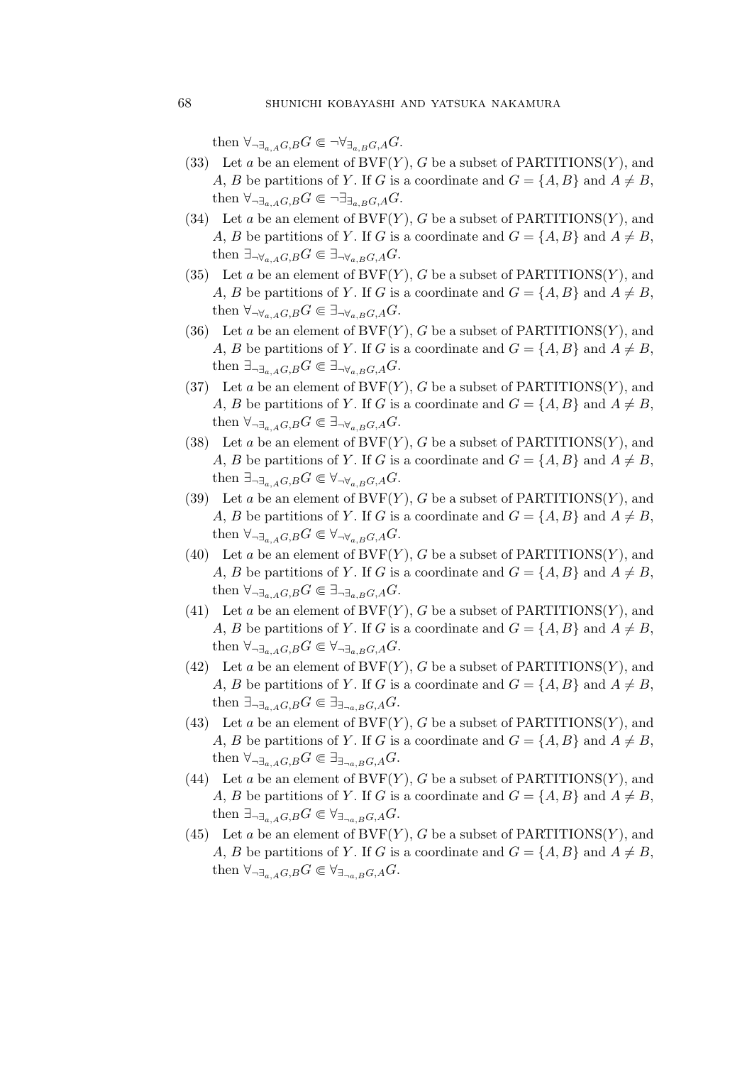then $\forall_{\neg\exists_{a,A}G,B}G \Subset \neg\forall_{\exists_{a,B}G,A}G$.

(33) Let $a$ be an element of $\mathrm{BVF}(Y)$, $G$ be a subset of $\mathrm{PARTITIONS}(Y)$, and $A$, $B$ be partitions of $Y$. If $G$ is a coordinate and $G = \{A, B\}$ and $A \neq B$, then $\forall_{\neg\exists_{a,A}G,B}G \Subset \neg\exists_{\exists_{a,B}G,A}G$.

(34) Let $a$ be an element of $\mathrm{BVF}(Y)$, $G$ be a subset of $\mathrm{PARTITIONS}(Y)$, and $A$, $B$ be partitions of $Y$. If $G$ is a coordinate and $G = \{A, B\}$ and $A \neq B$, then $\exists_{\neg\forall_{a,A}G,B}G \Subset \exists_{\neg\forall_{a,B}G,A}G$.

(35) Let $a$ be an element of $\mathrm{BVF}(Y)$, $G$ be a subset of $\mathrm{PARTITIONS}(Y)$, and $A$, $B$ be partitions of $Y$. If $G$ is a coordinate and $G = \{A, B\}$ and $A \neq B$, then $\forall_{\neg\forall_{a,A}G,B}G \Subset \exists_{\neg\forall_{a,B}G,A}G$.

(36) Let $a$ be an element of $\mathrm{BVF}(Y)$, $G$ be a subset of $\mathrm{PARTITIONS}(Y)$, and $A$, $B$ be partitions of $Y$. If $G$ is a coordinate and $G = \{A, B\}$ and $A \neq B$, then $\exists_{\neg\exists_{a,A}G,B}G \Subset \exists_{\neg\forall_{a,B}G,A}G$.

(37) Let $a$ be an element of $\mathrm{BVF}(Y)$, $G$ be a subset of $\mathrm{PARTITIONS}(Y)$, and $A$, $B$ be partitions of $Y$. If $G$ is a coordinate and $G = \{A, B\}$ and $A \neq B$, then $\forall_{\neg\exists_{a,A}G,B}G \Subset \exists_{\neg\forall_{a,B}G,A}G$.

(38) Let $a$ be an element of $\mathrm{BVF}(Y)$, $G$ be a subset of $\mathrm{PARTITIONS}(Y)$, and $A$, $B$ be partitions of $Y$. If $G$ is a coordinate and $G = \{A, B\}$ and $A \neq B$, then $\exists_{\neg\exists_{a,A}G,B}G \Subset \forall_{\neg\forall_{a,B}G,A}G$.

(39) Let $a$ be an element of $\mathrm{BVF}(Y)$, $G$ be a subset of $\mathrm{PARTITIONS}(Y)$, and $A$, $B$ be partitions of $Y$. If $G$ is a coordinate and $G = \{A, B\}$ and $A \neq B$, then $\forall_{\neg\exists_{a,A}G,B}G \Subset \forall_{\neg\forall_{a,B}G,A}G$.

(40) Let $a$ be an element of $\mathrm{BVF}(Y)$, $G$ be a subset of $\mathrm{PARTITIONS}(Y)$, and $A$, $B$ be partitions of $Y$. If $G$ is a coordinate and $G = \{A, B\}$ and $A \neq B$, then $\forall_{\neg\exists_{a,A}G,B}G \Subset \exists_{\neg\exists_{a,B}G,A}G$.

(41) Let $a$ be an element of $\mathrm{BVF}(Y)$, $G$ be a subset of $\mathrm{PARTITIONS}(Y)$, and $A$, $B$ be partitions of $Y$. If $G$ is a coordinate and $G = \{A, B\}$ and $A \neq B$, then $\forall_{\neg\exists_{a,A}G,B}G \Subset \forall_{\neg\exists_{a,B}G,A}G$.

(42) Let $a$ be an element of $\mathrm{BVF}(Y)$, $G$ be a subset of $\mathrm{PARTITIONS}(Y)$, and $A$, $B$ be partitions of $Y$. If $G$ is a coordinate and $G = \{A, B\}$ and $A \neq B$, then $\exists_{\neg\exists_{a,A}G,B}G \Subset \exists_{\exists_{\neg a,B}G,A}G$.

(43) Let $a$ be an element of $\mathrm{BVF}(Y)$, $G$ be a subset of $\mathrm{PARTITIONS}(Y)$, and $A$, $B$ be partitions of $Y$. If $G$ is a coordinate and $G = \{A, B\}$ and $A \neq B$, then $\forall_{\neg\exists_{a,A}G,B}G \Subset \exists_{\exists_{\neg a,B}G,A}G$.

(44) Let $a$ be an element of $\mathrm{BVF}(Y)$, $G$ be a subset of $\mathrm{PARTITIONS}(Y)$, and $A$, $B$ be partitions of $Y$. If $G$ is a coordinate and $G = \{A, B\}$ and $A \neq B$, then $\exists_{\neg\exists_{a,A}G,B}G \Subset \forall_{\exists_{\neg a,B}G,A}G$.

(45) Let $a$ be an element of $\mathrm{BVF}(Y)$, $G$ be a subset of $\mathrm{PARTITIONS}(Y)$, and $A$, $B$ be partitions of $Y$. If $G$ is a coordinate and $G = \{A, B\}$ and $A \neq B$, then $\forall_{\neg\exists_{a,A}G,B}G \Subset \forall_{\exists_{\neg a,B}G,A}G$.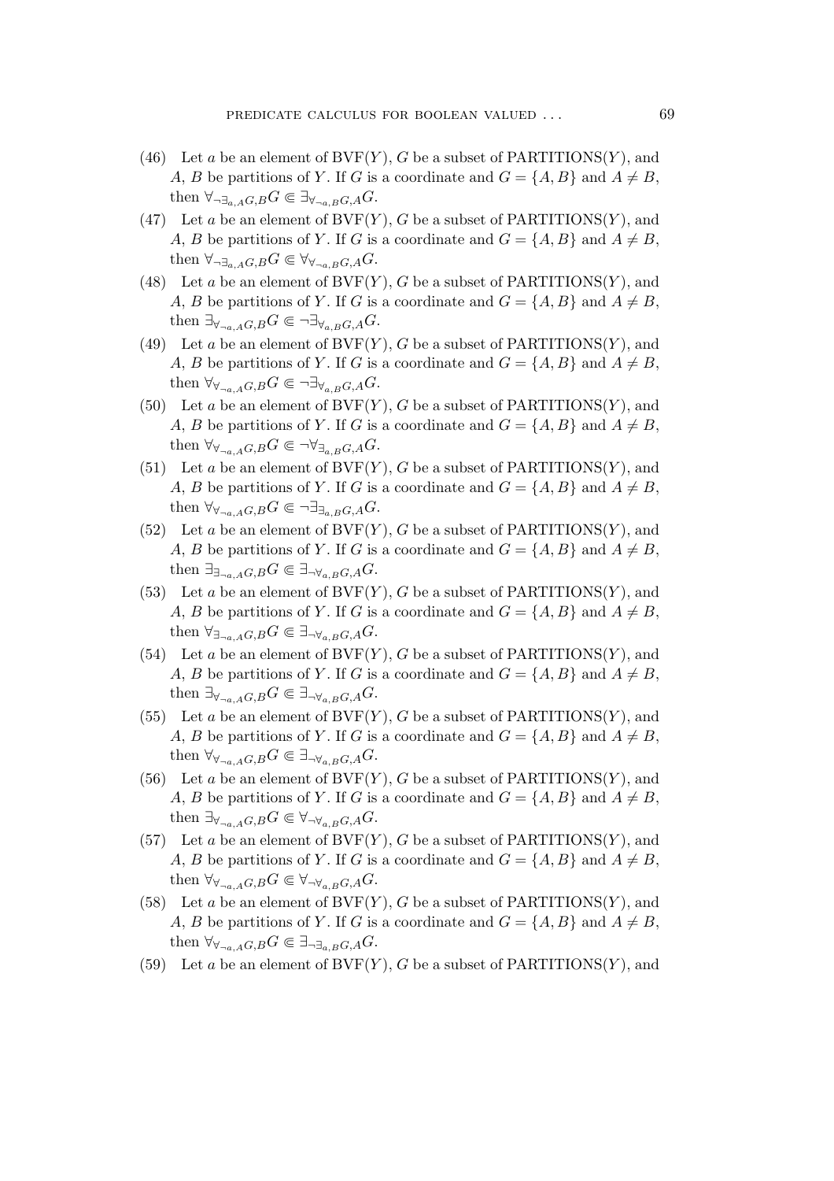(46) Let $a$ be an element of $\mathrm{BVF}(Y)$, $G$ be a subset of $\mathrm{PARTITIONS}(Y)$, and $A$, $B$ be partitions of $Y$. If $G$ is a coordinate and $G = \{A, B\}$ and $A \neq B$, then $\forall_{\neg \exists_{a,A} G, B} G \Subset \exists_{\forall_{\neg a,B} G, A} G$.

(47) Let $a$ be an element of $\mathrm{BVF}(Y)$, $G$ be a subset of $\mathrm{PARTITIONS}(Y)$, and $A$, $B$ be partitions of $Y$. If $G$ is a coordinate and $G = \{A, B\}$ and $A \neq B$, then $\forall_{\neg \exists_{a,A} G, B} G \Subset \forall_{\forall_{\neg a,B} G, A} G$.

(48) Let $a$ be an element of $\mathrm{BVF}(Y)$, $G$ be a subset of $\mathrm{PARTITIONS}(Y)$, and $A$, $B$ be partitions of $Y$. If $G$ is a coordinate and $G = \{A, B\}$ and $A \neq B$, then $\exists_{\forall_{\neg a,A} G, B} G \Subset \neg \exists_{\forall_{a,B} G, A} G$.

(49) Let $a$ be an element of $\mathrm{BVF}(Y)$, $G$ be a subset of $\mathrm{PARTITIONS}(Y)$, and $A$, $B$ be partitions of $Y$. If $G$ is a coordinate and $G = \{A, B\}$ and $A \neq B$, then $\forall_{\forall_{\neg a,A} G, B} G \Subset \neg \exists_{\forall_{a,B} G, A} G$.

(50) Let $a$ be an element of $\mathrm{BVF}(Y)$, $G$ be a subset of $\mathrm{PARTITIONS}(Y)$, and $A$, $B$ be partitions of $Y$. If $G$ is a coordinate and $G = \{A, B\}$ and $A \neq B$, then $\forall_{\forall_{\neg a,A} G, B} G \Subset \neg \forall_{\exists_{a,B} G, A} G$.

(51) Let $a$ be an element of $\mathrm{BVF}(Y)$, $G$ be a subset of $\mathrm{PARTITIONS}(Y)$, and $A$, $B$ be partitions of $Y$. If $G$ is a coordinate and $G = \{A, B\}$ and $A \neq B$, then $\forall_{\forall_{\neg a,A} G, B} G \Subset \neg \exists_{\exists_{a,B} G, A} G$.

(52) Let $a$ be an element of $\mathrm{BVF}(Y)$, $G$ be a subset of $\mathrm{PARTITIONS}(Y)$, and $A$, $B$ be partitions of $Y$. If $G$ is a coordinate and $G = \{A, B\}$ and $A \neq B$, then $\exists_{\exists_{\neg a,A} G, B} G \Subset \exists_{\neg \forall_{a,B} G, A} G$.

(53) Let $a$ be an element of $\mathrm{BVF}(Y)$, $G$ be a subset of $\mathrm{PARTITIONS}(Y)$, and $A$, $B$ be partitions of $Y$. If $G$ is a coordinate and $G = \{A, B\}$ and $A \neq B$, then $\forall_{\exists_{\neg a,A} G, B} G \Subset \exists_{\neg \forall_{a,B} G, A} G$.

(54) Let $a$ be an element of $\mathrm{BVF}(Y)$, $G$ be a subset of $\mathrm{PARTITIONS}(Y)$, and $A$, $B$ be partitions of $Y$. If $G$ is a coordinate and $G = \{A, B\}$ and $A \neq B$, then $\exists_{\forall_{\neg a,A} G, B} G \Subset \exists_{\neg \forall_{a,B} G, A} G$.

(55) Let $a$ be an element of $\mathrm{BVF}(Y)$, $G$ be a subset of $\mathrm{PARTITIONS}(Y)$, and $A$, $B$ be partitions of $Y$. If $G$ is a coordinate and $G = \{A, B\}$ and $A \neq B$, then $\forall_{\forall_{\neg a,A} G, B} G \Subset \exists_{\neg \forall_{a,B} G, A} G$.

(56) Let $a$ be an element of $\mathrm{BVF}(Y)$, $G$ be a subset of $\mathrm{PARTITIONS}(Y)$, and $A$, $B$ be partitions of $Y$. If $G$ is a coordinate and $G = \{A, B\}$ and $A \neq B$, then $\exists_{\forall_{\neg a,A} G, B} G \Subset \forall_{\neg \forall_{a,B} G, A} G$.

(57) Let $a$ be an element of $\mathrm{BVF}(Y)$, $G$ be a subset of $\mathrm{PARTITIONS}(Y)$, and $A$, $B$ be partitions of $Y$. If $G$ is a coordinate and $G = \{A, B\}$ and $A \neq B$, then $\forall_{\forall_{\neg a,A} G, B} G \Subset \forall_{\neg \forall_{a,B} G, A} G$.

(58) Let $a$ be an element of $\mathrm{BVF}(Y)$, $G$ be a subset of $\mathrm{PARTITIONS}(Y)$, and $A$, $B$ be partitions of $Y$. If $G$ is a coordinate and $G = \{A, B\}$ and $A \neq B$, then $\forall_{\forall_{\neg a,A} G, B} G \Subset \exists_{\neg \exists_{a,B} G, A} G$.

(59) Let $a$ be an element of $\mathrm{BVF}(Y)$, $G$ be a subset of $\mathrm{PARTITIONS}(Y)$, and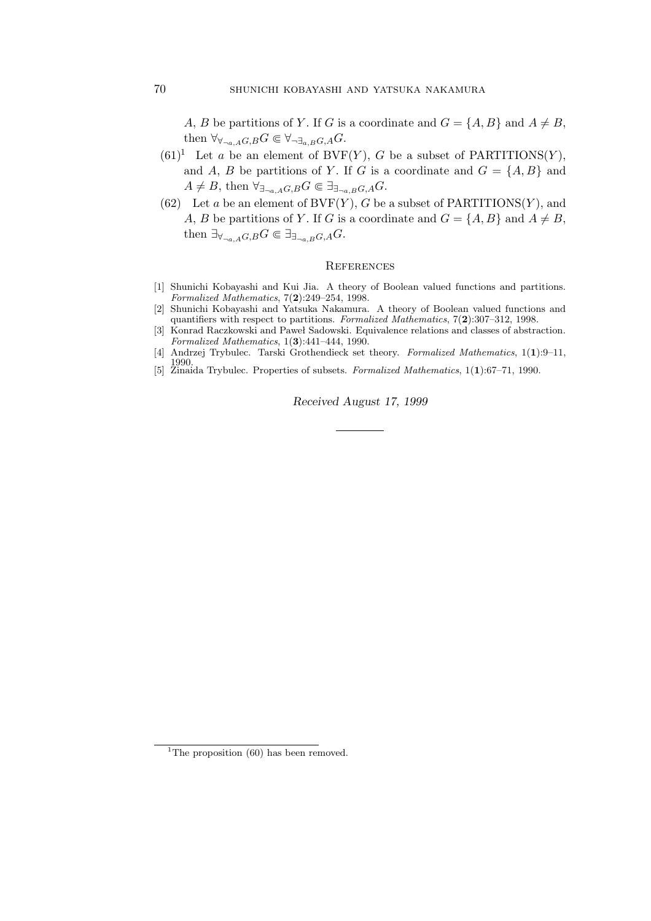$A$, $B$ be partitions of $Y$. If $G$ is a coordinate and $G = \{A, B\}$ and $A \neq B$, then $\forall_{\forall_{\neg a,A}G,B}G \Subset \forall_{\neg \exists_{a,B}G,A}G$.

(61)[1] Let $a$ be an element of $\mathrm{BVF}(Y)$, $G$ be a subset of $\mathrm{PARTITIONS}(Y)$, and $A$, $B$ be partitions of $Y$. If $G$ is a coordinate and $G = \{A, B\}$ and $A \neq B$, then $\forall_{\exists_{\neg a,A}G,B}G \Subset \exists_{\exists_{\neg a,B}G,A}G$.

(62) Let $a$ be an element of $\mathrm{BVF}(Y)$, $G$ be a subset of $\mathrm{PARTITIONS}(Y)$, and $A$, $B$ be partitions of $Y$. If $G$ is a coordinate and $G = \{A, B\}$ and $A \neq B$, then $\exists_{\forall_{\neg a,A}G,B}G \Subset \exists_{\exists_{\neg a,B}G,A}G$.

## References

[1] Shunichi Kobayashi and Kui Jia. A theory of Boolean valued functions and partitions. *Formalized Mathematics*, 7(**2**):249–254, 1998.

[2] Shunichi Kobayashi and Yatsuka Nakamura. A theory of Boolean valued functions and quantifiers with respect to partitions. *Formalized Mathematics*, 7(**2**):307–312, 1998.

[3] Konrad Raczkowski and Paweł Sadowski. Equivalence relations and classes of abstraction. *Formalized Mathematics*, 1(**3**):441–444, 1990.

[4] Andrzej Trybulec. Tarski Grothendieck set theory. *Formalized Mathematics*, 1(**1**):9–11, 1990.

[5] Zinaida Trybulec. Properties of subsets. *Formalized Mathematics*, 1(**1**):67–71, 1990.

*Received August 17, 1999*

---

[1] The proposition (60) has been removed.